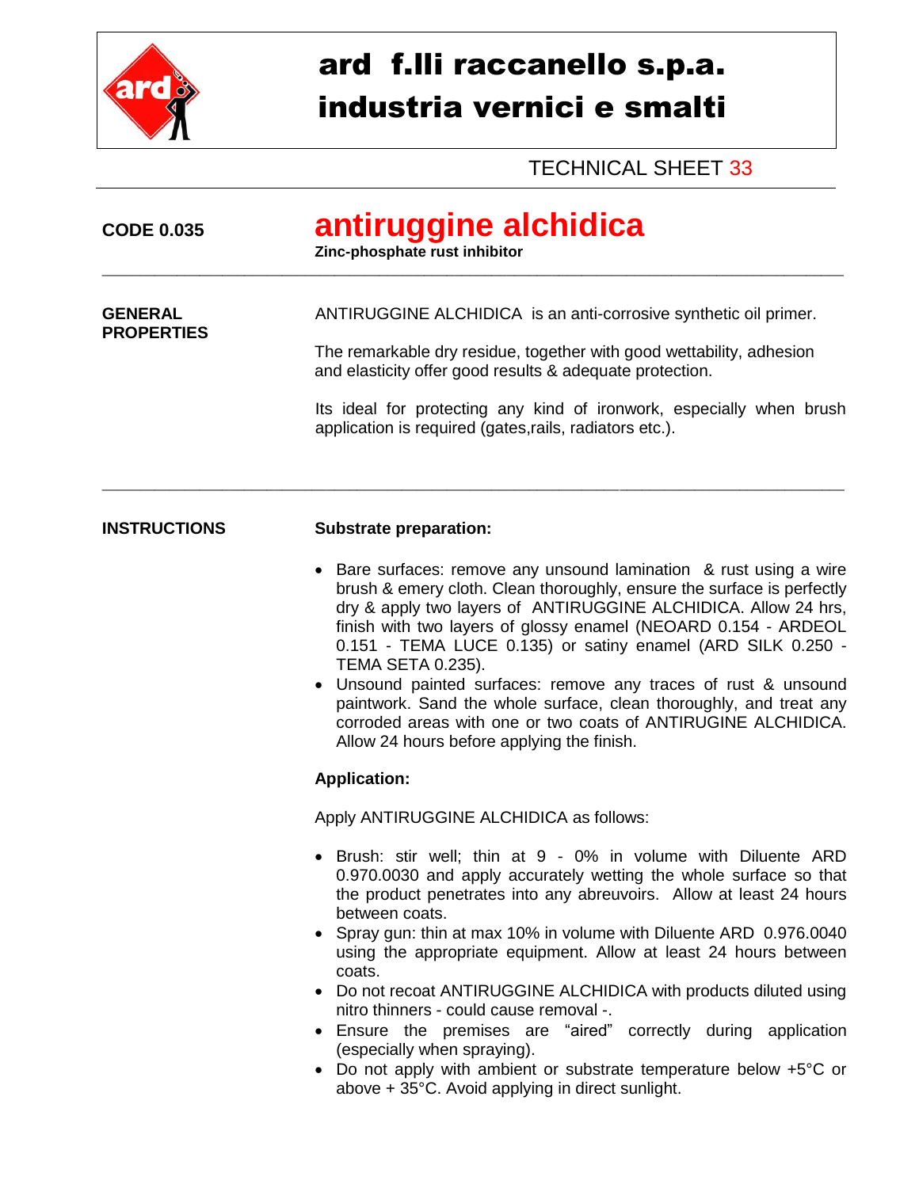# ard f.lli raccanello s.p.a.
# industria vernici e smalti

TECHNICAL SHEET 33

---

**CODE 0.035**

## antiruggine alchidica

**Zinc-phosphate rust inhibitor**

---

**GENERAL PROPERTIES**

ANTIRUGGINE ALCHIDICA is an anti-corrosive synthetic oil primer.

The remarkable dry residue, together with good wettability, adhesion and elasticity offer good results & adequate protection.

Its ideal for protecting any kind of ironwork, especially when brush application is required (gates,rails, radiators etc.).

---

**INSTRUCTIONS**

**Substrate preparation:**

- Bare surfaces: remove any unsound lamination & rust using a wire brush & emery cloth. Clean thoroughly, ensure the surface is perfectly dry & apply two layers of ANTIRUGGINE ALCHIDICA. Allow 24 hrs, finish with two layers of glossy enamel (NEOARD 0.154 - ARDEOL 0.151 - TEMA LUCE 0.135) or satiny enamel (ARD SILK 0.250 - TEMA SETA 0.235).
- Unsound painted surfaces: remove any traces of rust & unsound paintwork. Sand the whole surface, clean thoroughly, and treat any corroded areas with one or two coats of ANTIRUGINE ALCHIDICA. Allow 24 hours before applying the finish.

**Application:**

Apply ANTIRUGGINE ALCHIDICA as follows:

- Brush: stir well; thin at 9 - 0% in volume with Diluente ARD 0.970.0030 and apply accurately wetting the whole surface so that the product penetrates into any abreuvoirs. Allow at least 24 hours between coats.
- Spray gun: thin at max 10% in volume with Diluente ARD 0.976.0040 using the appropriate equipment. Allow at least 24 hours between coats.
- Do not recoat ANTIRUGGINE ALCHIDICA with products diluted using nitro thinners - could cause removal -.
- Ensure the premises are "aired" correctly during application (especially when spraying).
- Do not apply with ambient or substrate temperature below +5°C or above + 35°C. Avoid applying in direct sunlight.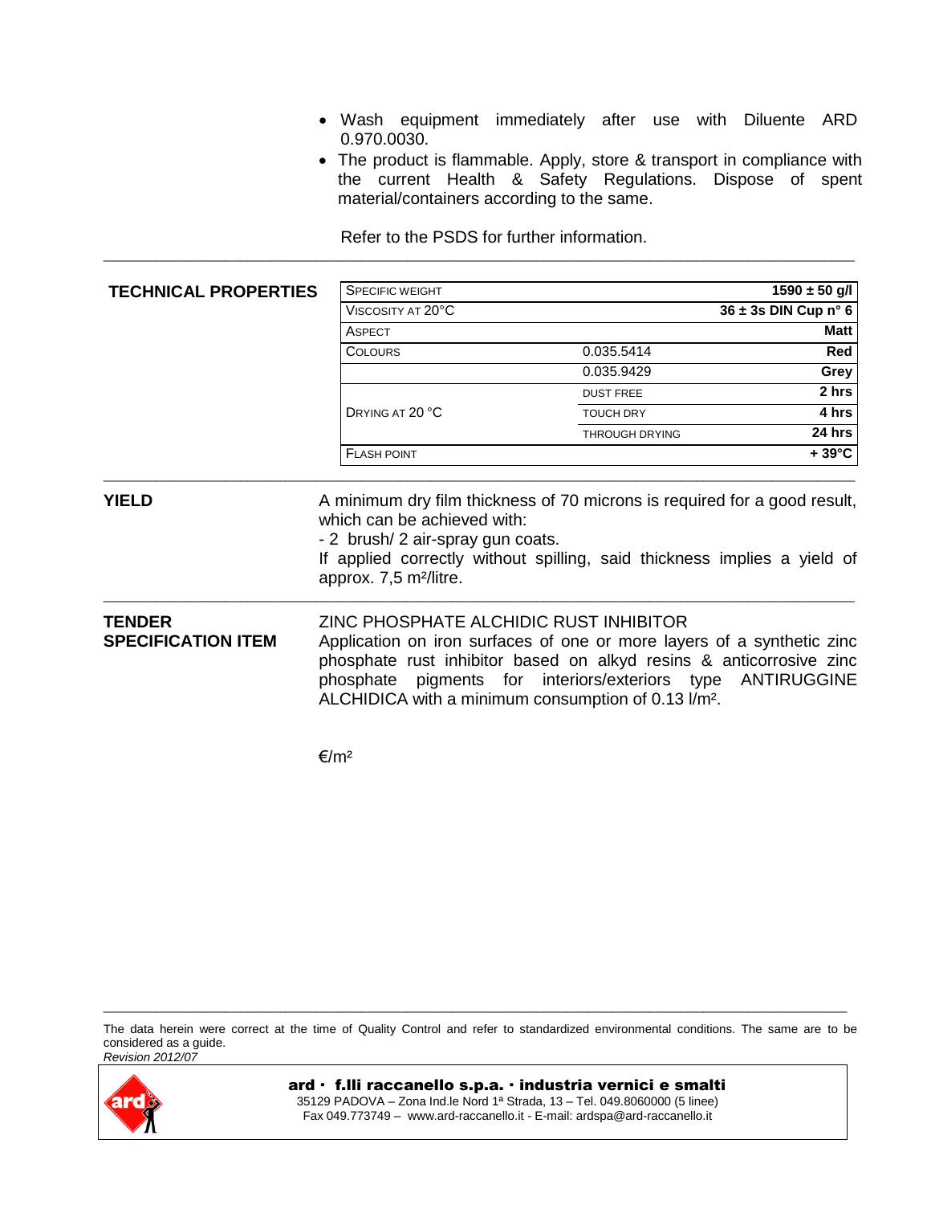- Wash equipment immediately after use with Diluente ARD 0.970.0030.
- The product is flammable. Apply, store & transport in compliance with the current Health & Safety Regulations. Dispose of spent material/containers according to the same.

Refer to the PSDS for further information.

---

**TECHNICAL PROPERTIES**

| | | |
|---|---|---|
| SPECIFIC WEIGHT | | **1590 ± 50 g/l** |
| VISCOSITY AT 20°C | | **36 ± 3s DIN Cup n° 6** |
| ASPECT | | **Matt** |
| COLOURS | 0.035.5414 | **Red** |
| | 0.035.9429 | **Grey** |
| DRYING AT 20 °C | DUST FREE | **2 hrs** |
| | TOUCH DRY | **4 hrs** |
| | THROUGH DRYING | **24 hrs** |
| FLASH POINT | | **+ 39°C** |

---

**YIELD**

A minimum dry film thickness of 70 microns is required for a good result, which can be achieved with:
- 2 brush/ 2 air-spray gun coats.

If applied correctly without spilling, said thickness implies a yield of approx. 7,5 m²/litre.

---

**TENDER SPECIFICATION ITEM**

ZINC PHOSPHATE ALCHIDIC RUST INHIBITOR
Application on iron surfaces of one or more layers of a synthetic zinc phosphate rust inhibitor based on alkyd resins & anticorrosive zinc phosphate pigments for interiors/exteriors type ANTIRUGGINE ALCHIDICA with a minimum consumption of 0.13 l/m².

€/m²

---

The data herein were correct at the time of Quality Control and refer to standardized environmental conditions. The same are to be considered as a guide.
*Revision 2012/07*

**ard · f.lli raccanello s.p.a. · industria vernici e smalti**
35129 PADOVA – Zona Ind.le Nord 1ª Strada, 13 – Tel. 049.8060000 (5 linee)
Fax 049.773749 – www.ard-raccanello.it - E-mail: ardspa@ard-raccanello.it